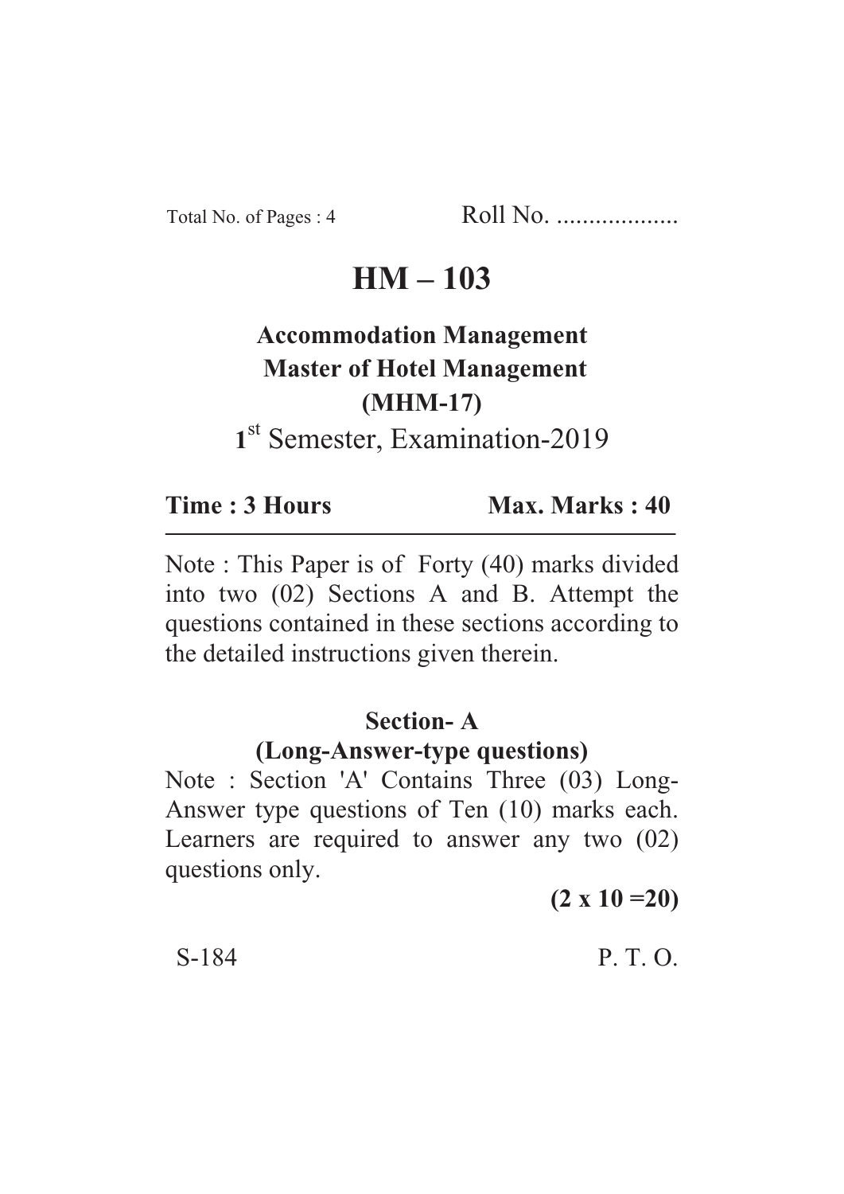Total No. of Pages : 4 Roll No. ...................

# HM – 103

**Accommodation Management**
**Master of Hotel Management**
**(MHM-17)**

1st Semester, Examination-2019

**Time : 3 Hours** **Max. Marks : 40**

---

Note : This Paper is of Forty (40) marks divided into two (02) Sections A and B. Attempt the questions contained in these sections according to the detailed instructions given therein.

## Section- A

### (Long-Answer-type questions)

Note : Section 'A' Contains Three (03) Long-Answer type questions of Ten (10) marks each. Learners are required to answer any two (02) questions only.

**(2 x 10 =20)**

S-184 P. T. O.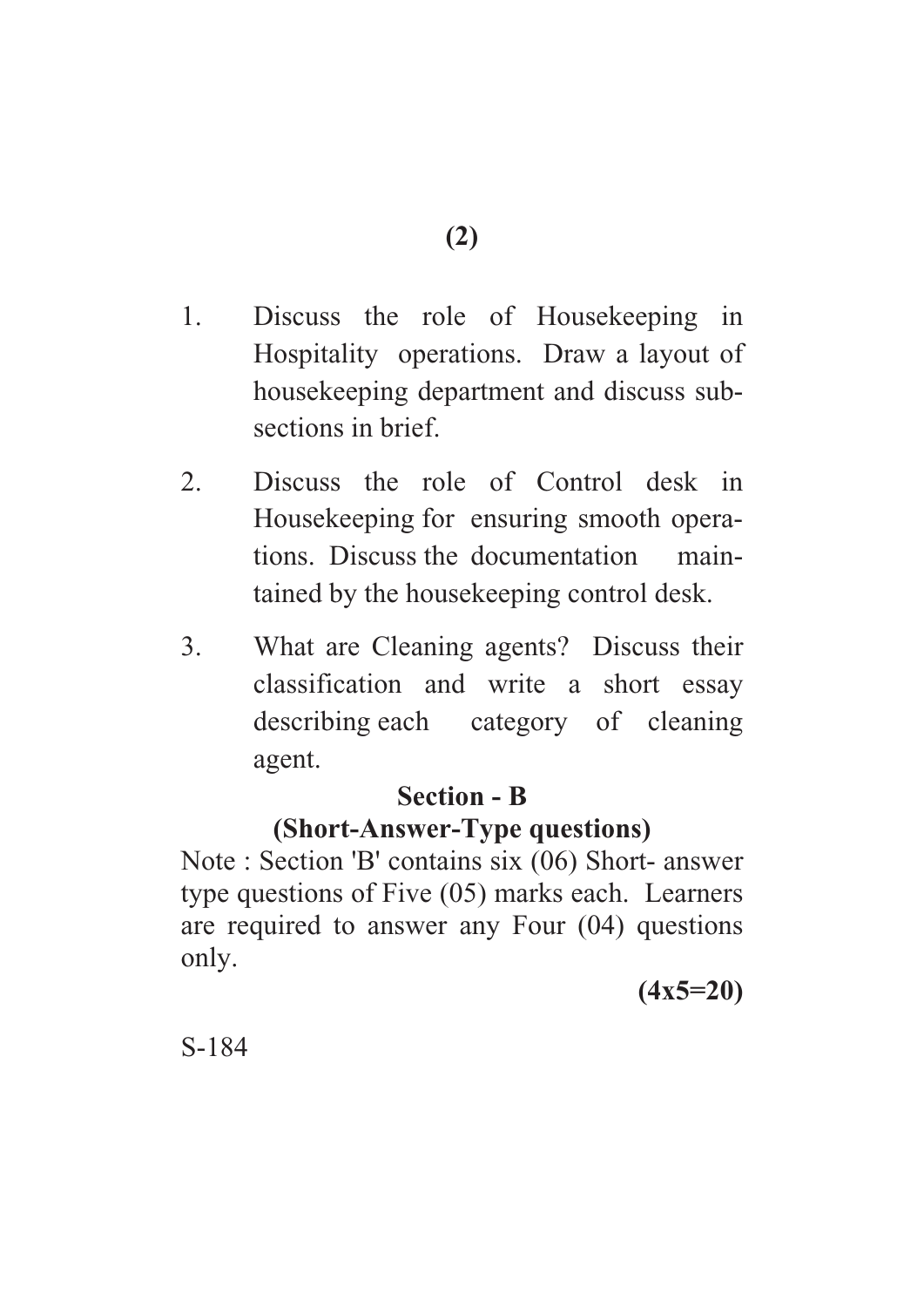1. Discuss the role of Housekeeping in Hospitality operations. Draw a layout of housekeeping department and discuss sub-sections in brief.

2. Discuss the role of Control desk in Housekeeping for ensuring smooth operations. Discuss the documentation maintained by the housekeeping control desk.

3. What are Cleaning agents? Discuss their classification and write a short essay describing each category of cleaning agent.

## Section - B

### (Short-Answer-Type questions)

Note : Section 'B' contains six (06) Short- answer type questions of Five (05) marks each. Learners are required to answer any Four (04) questions only.

**(4x5=20)**

S-184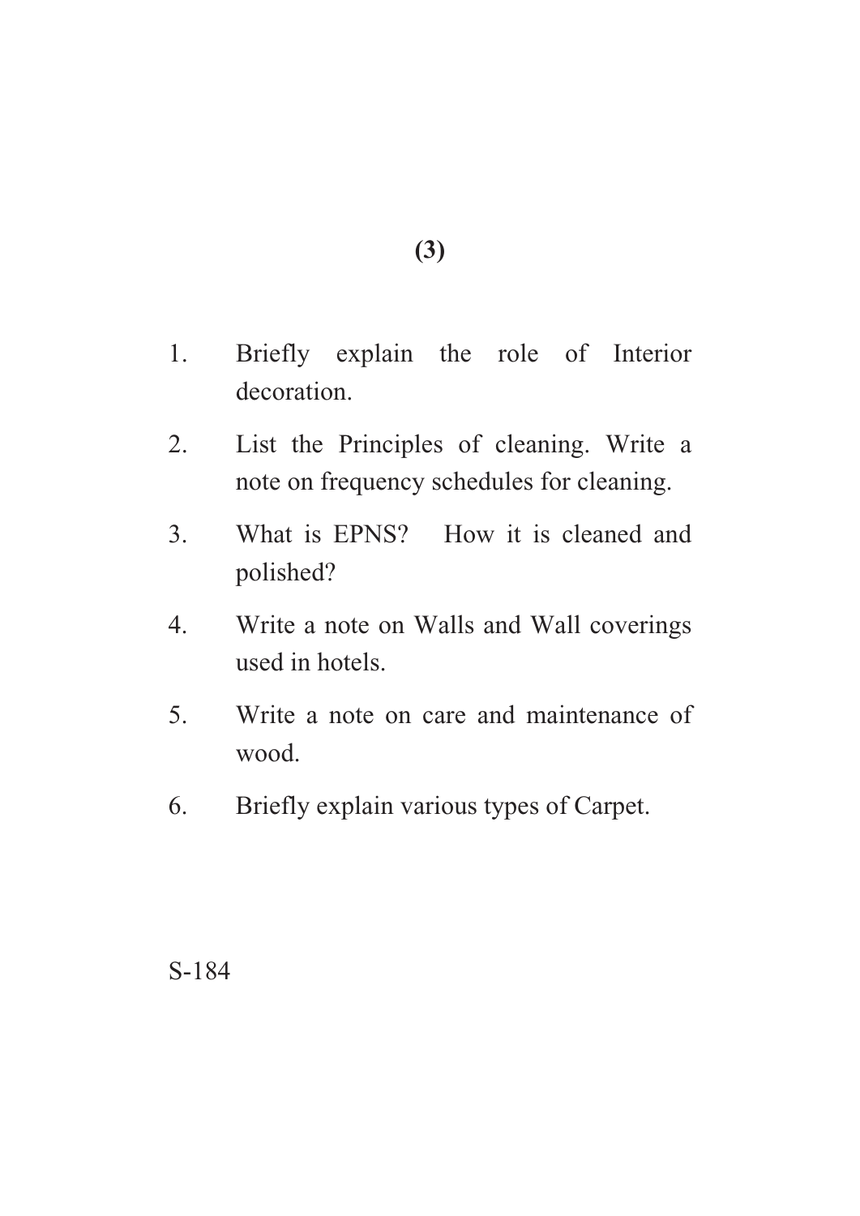1. Briefly explain the role of Interior decoration.
2. List the Principles of cleaning. Write a note on frequency schedules for cleaning.
3. What is EPNS? How it is cleaned and polished?
4. Write a note on Walls and Wall coverings used in hotels.
5. Write a note on care and maintenance of wood.
6. Briefly explain various types of Carpet.

S-184